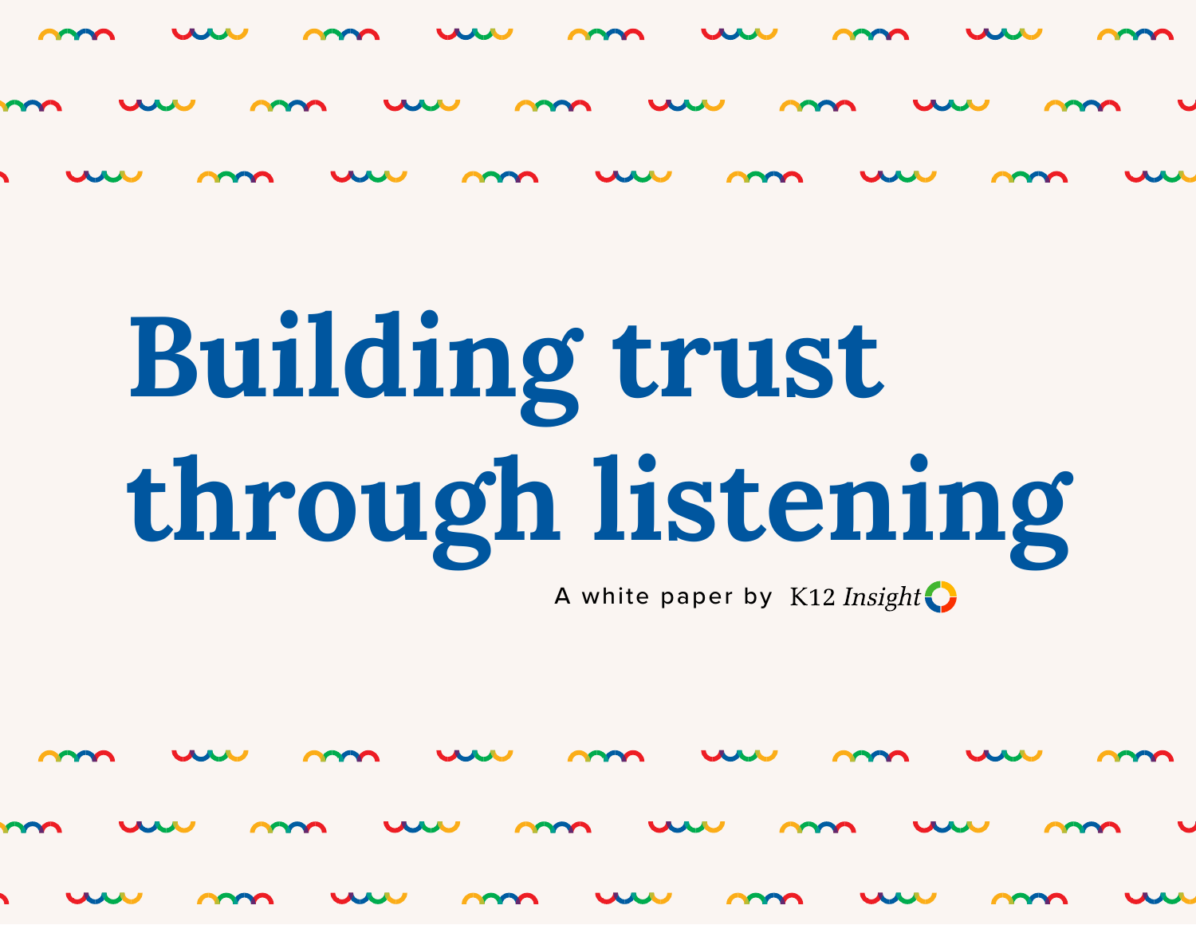# Building trust through listening

A white paper by K12 *Insight*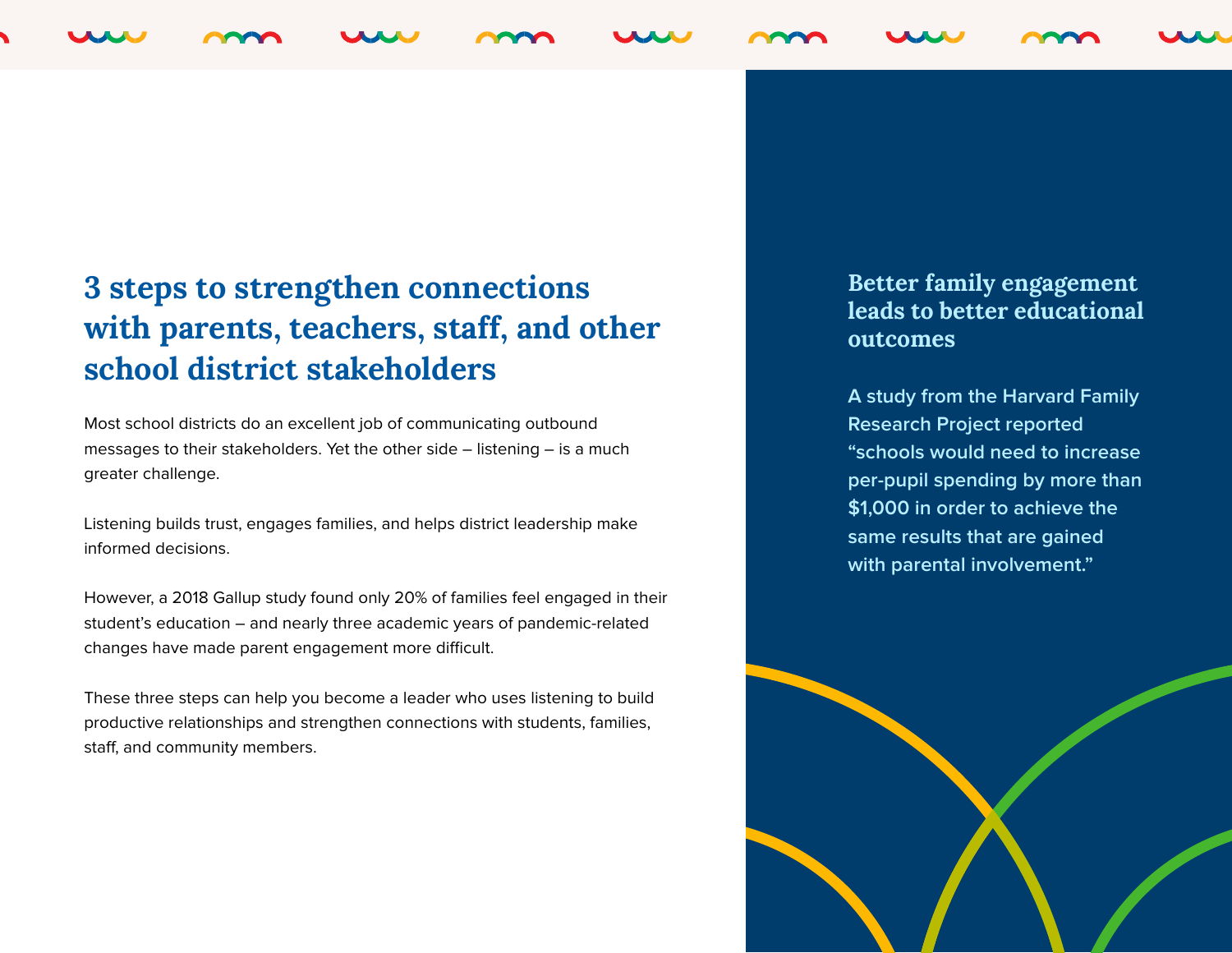## 3 steps to strengthen connections with parents, teachers, staff, and other school district stakeholders

Most school districts do an excellent job of communicating outbound messages to their stakeholders. Yet the other side – listening – is a much greater challenge.

Listening builds trust, engages families, and helps district leadership make informed decisions.

However, a 2018 Gallup study found only 20% of families feel engaged in their student's education – and nearly three academic years of pandemic-related changes have made parent engagement more difficult.

These three steps can help you become a leader who uses listening to build productive relationships and strengthen connections with students, families, staff, and community members.

### Better family engagement leads to better educational outcomes

A study from the Harvard Family Research Project reported "schools would need to increase per-pupil spending by more than $1,000 in order to achieve the same results that are gained with parental involvement."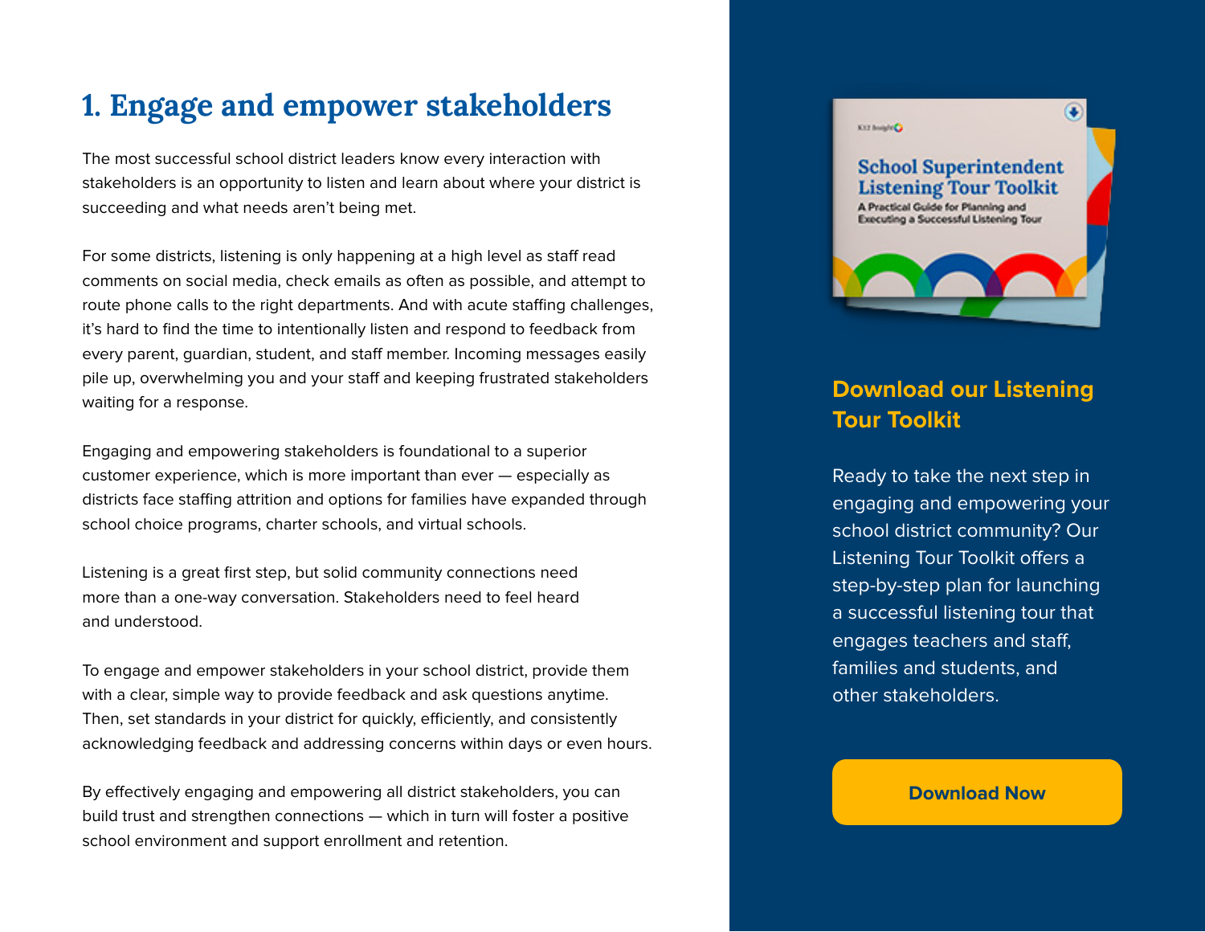# 1. Engage and empower stakeholders

The most successful school district leaders know every interaction with stakeholders is an opportunity to listen and learn about where your district is succeeding and what needs aren't being met.

For some districts, listening is only happening at a high level as staff read comments on social media, check emails as often as possible, and attempt to route phone calls to the right departments. And with acute staffing challenges, it's hard to find the time to intentionally listen and respond to feedback from every parent, guardian, student, and staff member. Incoming messages easily pile up, overwhelming you and your staff and keeping frustrated stakeholders waiting for a response.

Engaging and empowering stakeholders is foundational to a superior customer experience, which is more important than ever — especially as districts face staffing attrition and options for families have expanded through school choice programs, charter schools, and virtual schools.

Listening is a great first step, but solid community connections need more than a one-way conversation. Stakeholders need to feel heard and understood.

To engage and empower stakeholders in your school district, provide them with a clear, simple way to provide feedback and ask questions anytime. Then, set standards in your district for quickly, efficiently, and consistently acknowledging feedback and addressing concerns within days or even hours.

By effectively engaging and empowering all district stakeholders, you can build trust and strengthen connections — which in turn will foster a positive school environment and support enrollment and retention.

K12 Insight

**School Superintendent Listening Tour Toolkit**

A Practical Guide for Planning and Executing a Successful Listening Tour

## Download our Listening Tour Toolkit

Ready to take the next step in engaging and empowering your school district community? Our Listening Tour Toolkit offers a step-by-step plan for launching a successful listening tour that engages teachers and staff, families and students, and other stakeholders.

**Download Now**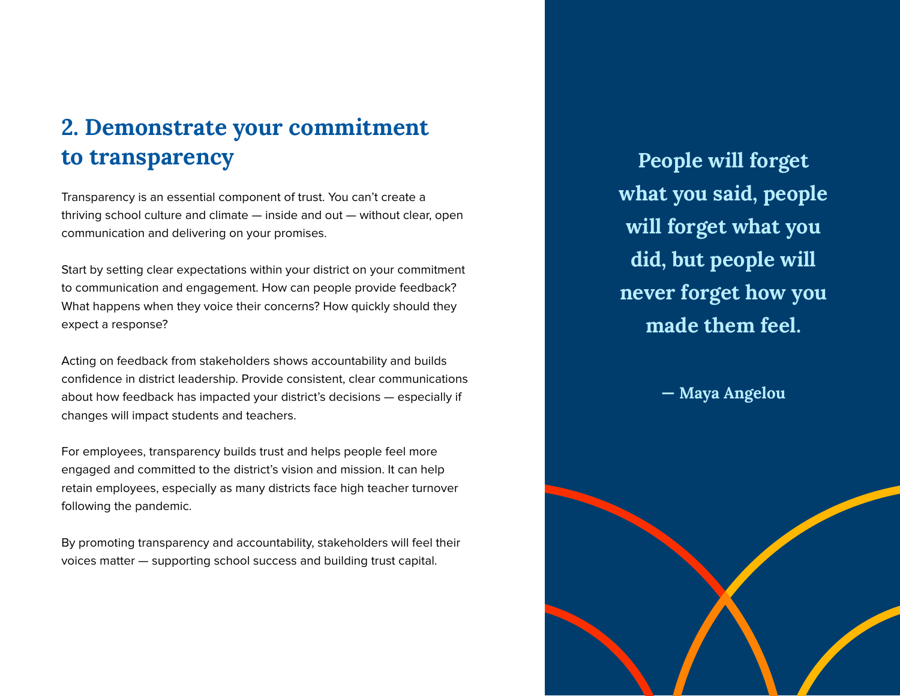## 2. Demonstrate your commitment to transparency

Transparency is an essential component of trust. You can't create a thriving school culture and climate — inside and out — without clear, open communication and delivering on your promises.

Start by setting clear expectations within your district on your commitment to communication and engagement. How can people provide feedback? What happens when they voice their concerns? How quickly should they expect a response?

Acting on feedback from stakeholders shows accountability and builds confidence in district leadership. Provide consistent, clear communications about how feedback has impacted your district's decisions — especially if changes will impact students and teachers.

For employees, transparency builds trust and helps people feel more engaged and committed to the district's vision and mission. It can help retain employees, especially as many districts face high teacher turnover following the pandemic.

By promoting transparency and accountability, stakeholders will feel their voices matter — supporting school success and building trust capital.

> **People will forget what you said, people will forget what you did, but people will never forget how you made them feel.**
>
> **— Maya Angelou**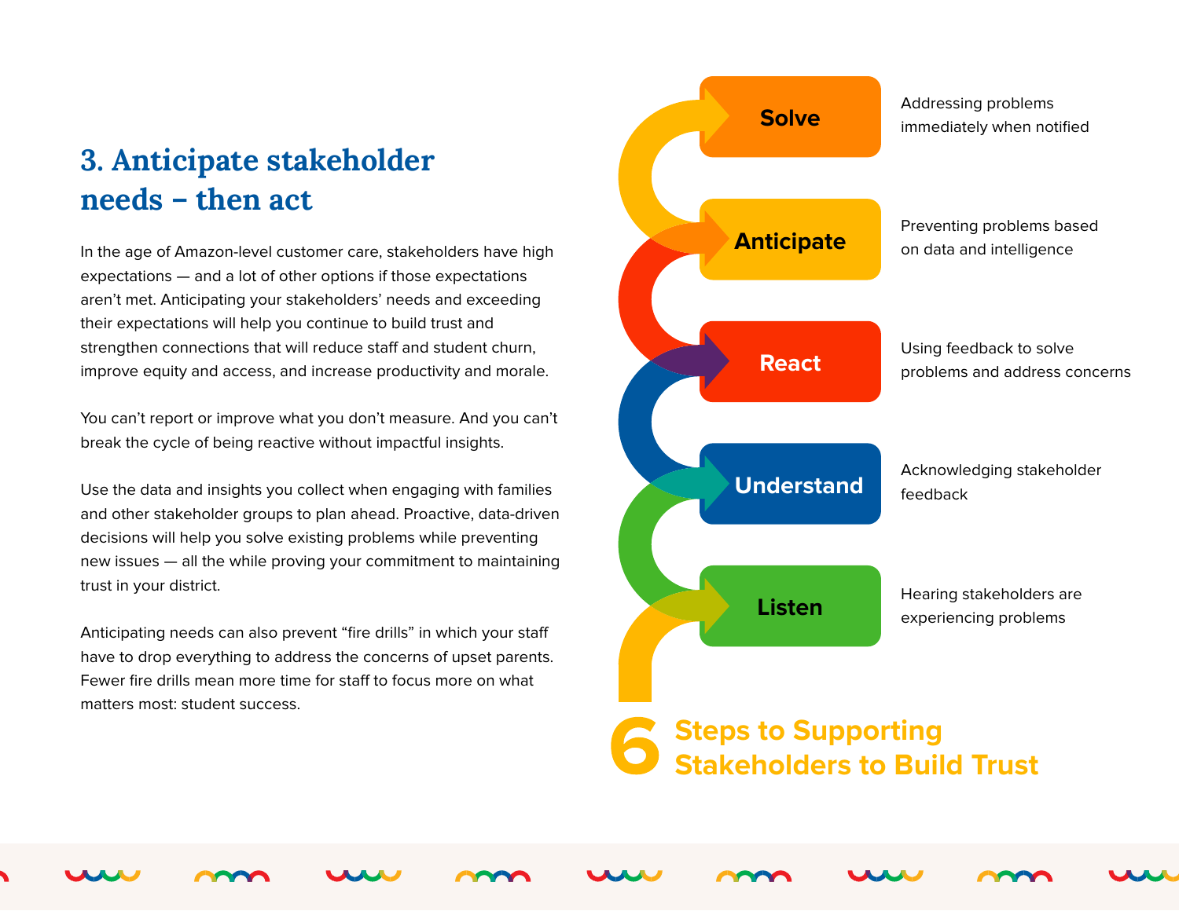## 3. Anticipate stakeholder needs – then act

In the age of Amazon-level customer care, stakeholders have high expectations — and a lot of other options if those expectations aren't met. Anticipating your stakeholders' needs and exceeding their expectations will help you continue to build trust and strengthen connections that will reduce staff and student churn, improve equity and access, and increase productivity and morale.

You can't report or improve what you don't measure. And you can't break the cycle of being reactive without impactful insights.

Use the data and insights you collect when engaging with families and other stakeholder groups to plan ahead. Proactive, data-driven decisions will help you solve existing problems while preventing new issues — all the while proving your commitment to maintaining trust in your district.

Anticipating needs can also prevent "fire drills" in which your staff have to drop everything to address the concerns of upset parents. Fewer fire drills mean more time for staff to focus more on what matters most: student success.

**Solve** — Addressing problems immediately when notified

**Anticipate** — Preventing problems based on data and intelligence

**React** — Using feedback to solve problems and address concerns

**Understand** — Acknowledging stakeholder feedback

**Listen** — Hearing stakeholders are experiencing problems

**6 Steps to Supporting Stakeholders to Build Trust**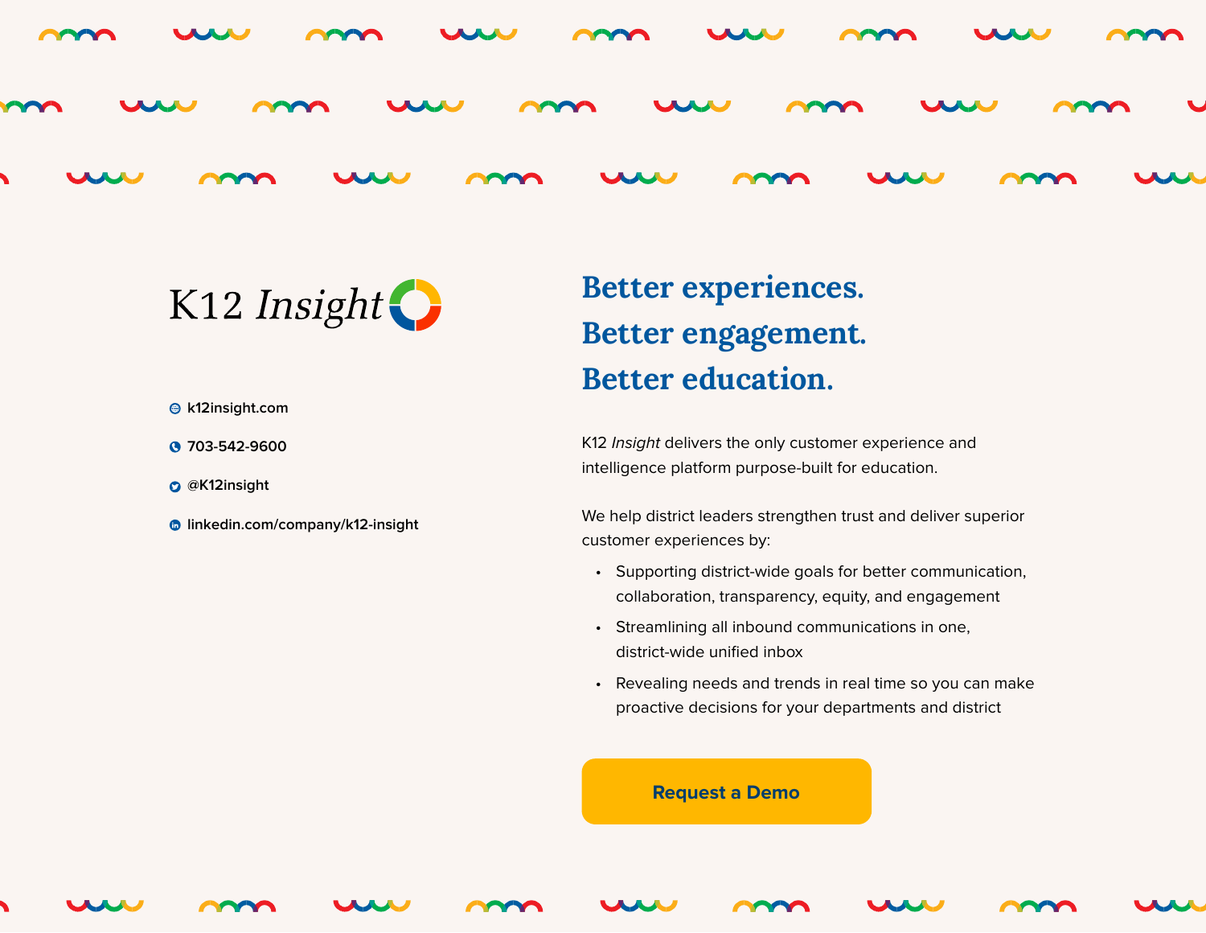K12 *Insight*

k12insight.com

703-542-9600

@K12insight

linkedin.com/company/k12-insight

# Better experiences.
# Better engagement.
# Better education.

K12 *Insight* delivers the only customer experience and intelligence platform purpose-built for education.

We help district leaders strengthen trust and deliver superior customer experiences by:

- Supporting district-wide goals for better communication, collaboration, transparency, equity, and engagement
- Streamlining all inbound communications in one, district-wide unified inbox
- Revealing needs and trends in real time so you can make proactive decisions for your departments and district

**Request a Demo**